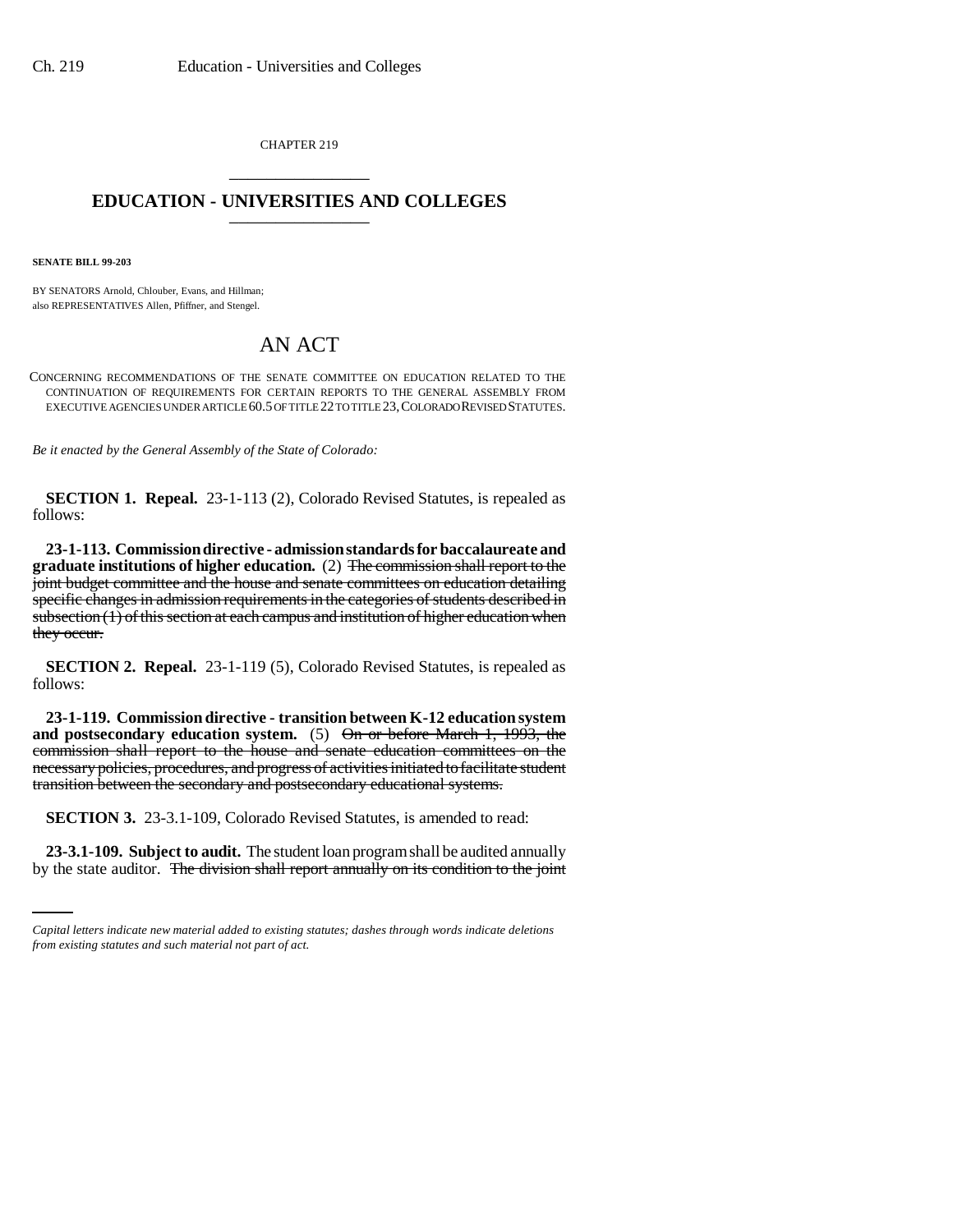CHAPTER 219

# EDUCATION - UNIVERSITIES AND COLLEGES

**SENATE BILL 99-203**

BY SENATORS Arnold, Chlouber, Evans, and Hillman;
also REPRESENTATIVES Allen, Pfiffner, and Stengel.

# AN ACT

CONCERNING RECOMMENDATIONS OF THE SENATE COMMITTEE ON EDUCATION RELATED TO THE CONTINUATION OF REQUIREMENTS FOR CERTAIN REPORTS TO THE GENERAL ASSEMBLY FROM EXECUTIVE AGENCIES UNDER ARTICLE 60.5 OF TITLE 22 TO TITLE 23, COLORADO REVISED STATUTES.

*Be it enacted by the General Assembly of the State of Colorado:*

**SECTION 1. Repeal.** 23-1-113 (2), Colorado Revised Statutes, is repealed as follows:

**23-1-113. Commission directive - admission standards for baccalaureate and graduate institutions of higher education.** (2) ~~The commission shall report to the joint budget committee and the house and senate committees on education detailing specific changes in admission requirements in the categories of students described in subsection (1) of this section at each campus and institution of higher education when they occur.~~

**SECTION 2. Repeal.** 23-1-119 (5), Colorado Revised Statutes, is repealed as follows:

**23-1-119. Commission directive - transition between K-12 education system and postsecondary education system.** (5) ~~On or before March 1, 1993, the commission shall report to the house and senate education committees on the necessary policies, procedures, and progress of activities initiated to facilitate student transition between the secondary and postsecondary educational systems.~~

**SECTION 3.** 23-3.1-109, Colorado Revised Statutes, is amended to read:

**23-3.1-109. Subject to audit.** The student loan program shall be audited annually by the state auditor. ~~The division shall report annually on its condition to the joint~~

*Capital letters indicate new material added to existing statutes; dashes through words indicate deletions from existing statutes and such material not part of act.*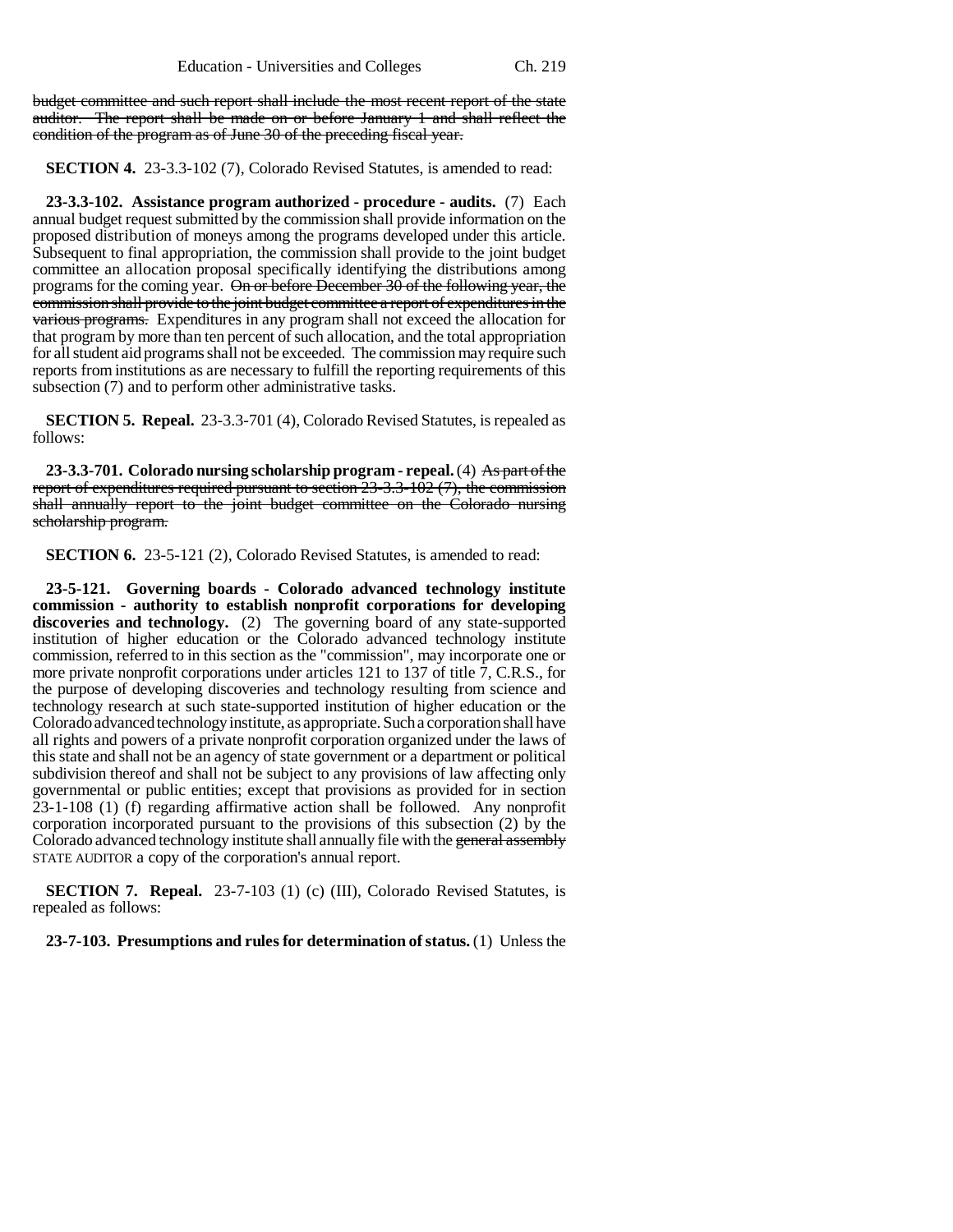~~budget committee and such report shall include the most recent report of the state auditor. The report shall be made on or before January 1 and shall reflect the condition of the program as of June 30 of the preceding fiscal year.~~

**SECTION 4.** 23-3.3-102 (7), Colorado Revised Statutes, is amended to read:

**23-3.3-102. Assistance program authorized - procedure - audits.** (7) Each annual budget request submitted by the commission shall provide information on the proposed distribution of moneys among the programs developed under this article. Subsequent to final appropriation, the commission shall provide to the joint budget committee an allocation proposal specifically identifying the distributions among programs for the coming year. ~~On or before December 30 of the following year, the commission shall provide to the joint budget committee a report of expenditures in the various programs.~~ Expenditures in any program shall not exceed the allocation for that program by more than ten percent of such allocation, and the total appropriation for all student aid programs shall not be exceeded. The commission may require such reports from institutions as are necessary to fulfill the reporting requirements of this subsection (7) and to perform other administrative tasks.

**SECTION 5. Repeal.** 23-3.3-701 (4), Colorado Revised Statutes, is repealed as follows:

**23-3.3-701. Colorado nursing scholarship program - repeal.** (4) ~~As part of the report of expenditures required pursuant to section 23-3.3-102 (7), the commission shall annually report to the joint budget committee on the Colorado nursing scholarship program.~~

**SECTION 6.** 23-5-121 (2), Colorado Revised Statutes, is amended to read:

**23-5-121. Governing boards - Colorado advanced technology institute commission - authority to establish nonprofit corporations for developing discoveries and technology.** (2) The governing board of any state-supported institution of higher education or the Colorado advanced technology institute commission, referred to in this section as the "commission", may incorporate one or more private nonprofit corporations under articles 121 to 137 of title 7, C.R.S., for the purpose of developing discoveries and technology resulting from science and technology research at such state-supported institution of higher education or the Colorado advanced technology institute, as appropriate. Such a corporation shall have all rights and powers of a private nonprofit corporation organized under the laws of this state and shall not be an agency of state government or a department or political subdivision thereof and shall not be subject to any provisions of law affecting only governmental or public entities; except that provisions as provided for in section 23-1-108 (1) (f) regarding affirmative action shall be followed. Any nonprofit corporation incorporated pursuant to the provisions of this subsection (2) by the Colorado advanced technology institute shall annually file with the ~~general assembly~~ STATE AUDITOR a copy of the corporation's annual report.

**SECTION 7. Repeal.** 23-7-103 (1) (c) (III), Colorado Revised Statutes, is repealed as follows:

**23-7-103. Presumptions and rules for determination of status.** (1) Unless the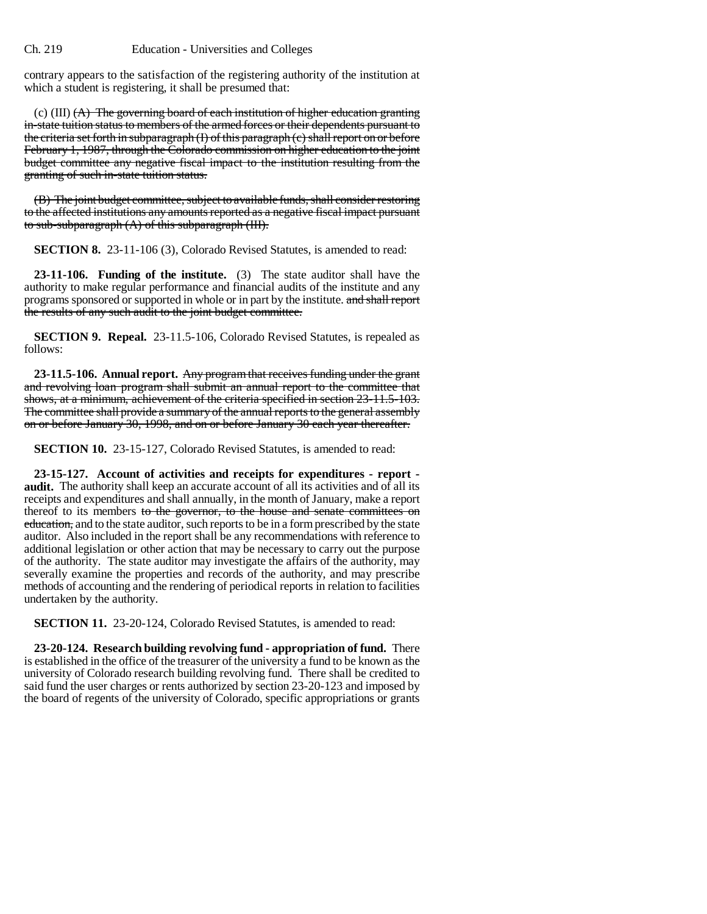contrary appears to the satisfaction of the registering authority of the institution at which a student is registering, it shall be presumed that:

(c) (III) ~~(A) The governing board of each institution of higher education granting in-state tuition status to members of the armed forces or their dependents pursuant to the criteria set forth in subparagraph (I) of this paragraph (c) shall report on or before February 1, 1987, through the Colorado commission on higher education to the joint budget committee any negative fiscal impact to the institution resulting from the granting of such in-state tuition status.~~

~~(B) The joint budget committee, subject to available funds, shall consider restoring to the affected institutions any amounts reported as a negative fiscal impact pursuant to sub-subparagraph (A) of this subparagraph (III).~~

**SECTION 8.** 23-11-106 (3), Colorado Revised Statutes, is amended to read:

**23-11-106. Funding of the institute.** (3) The state auditor shall have the authority to make regular performance and financial audits of the institute and any programs sponsored or supported in whole or in part by the institute. ~~and shall report the results of any such audit to the joint budget committee.~~

**SECTION 9. Repeal.** 23-11.5-106, Colorado Revised Statutes, is repealed as follows:

**23-11.5-106. Annual report.** ~~Any program that receives funding under the grant and revolving loan program shall submit an annual report to the committee that shows, at a minimum, achievement of the criteria specified in section 23-11.5-103. The committee shall provide a summary of the annual reports to the general assembly on or before January 30, 1998, and on or before January 30 each year thereafter.~~

**SECTION 10.** 23-15-127, Colorado Revised Statutes, is amended to read:

**23-15-127. Account of activities and receipts for expenditures - report - audit.** The authority shall keep an accurate account of all its activities and of all its receipts and expenditures and shall annually, in the month of January, make a report thereof to its members ~~to the governor, to the house and senate committees on education,~~ and to the state auditor, such reports to be in a form prescribed by the state auditor. Also included in the report shall be any recommendations with reference to additional legislation or other action that may be necessary to carry out the purpose of the authority. The state auditor may investigate the affairs of the authority, may severally examine the properties and records of the authority, and may prescribe methods of accounting and the rendering of periodical reports in relation to facilities undertaken by the authority.

**SECTION 11.** 23-20-124, Colorado Revised Statutes, is amended to read:

**23-20-124. Research building revolving fund - appropriation of fund.** There is established in the office of the treasurer of the university a fund to be known as the university of Colorado research building revolving fund. There shall be credited to said fund the user charges or rents authorized by section 23-20-123 and imposed by the board of regents of the university of Colorado, specific appropriations or grants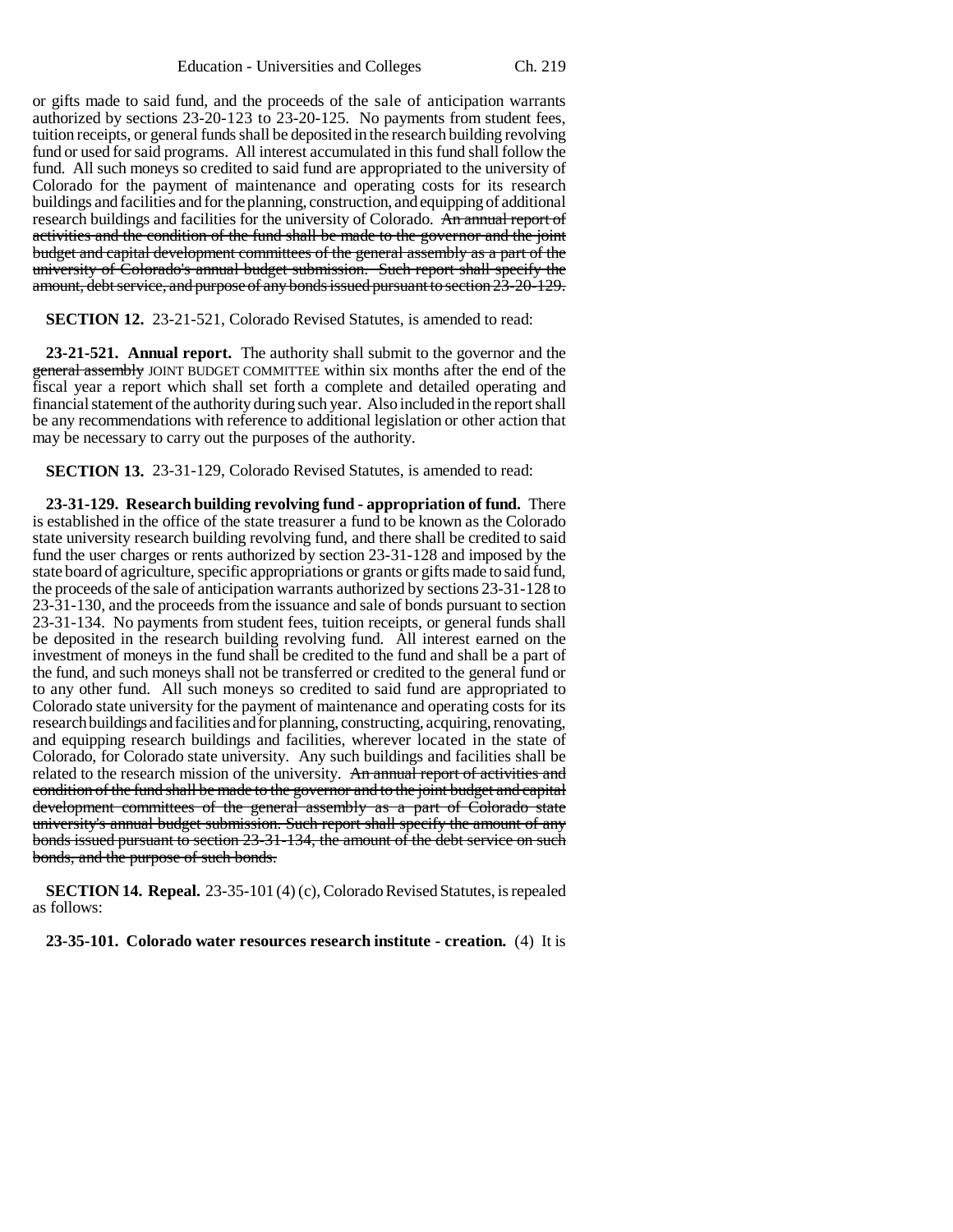or gifts made to said fund, and the proceeds of the sale of anticipation warrants authorized by sections 23-20-123 to 23-20-125. No payments from student fees, tuition receipts, or general funds shall be deposited in the research building revolving fund or used for said programs. All interest accumulated in this fund shall follow the fund. All such moneys so credited to said fund are appropriated to the university of Colorado for the payment of maintenance and operating costs for its research buildings and facilities and for the planning, construction, and equipping of additional research buildings and facilities for the university of Colorado. ~~An annual report of activities and the condition of the fund shall be made to the governor and the joint budget and capital development committees of the general assembly as a part of the university of Colorado's annual budget submission. Such report shall specify the amount, debt service, and purpose of any bonds issued pursuant to section 23-20-129.~~

**SECTION 12.** 23-21-521, Colorado Revised Statutes, is amended to read:

**23-21-521. Annual report.** The authority shall submit to the governor and the ~~general assembly~~ JOINT BUDGET COMMITTEE within six months after the end of the fiscal year a report which shall set forth a complete and detailed operating and financial statement of the authority during such year. Also included in the report shall be any recommendations with reference to additional legislation or other action that may be necessary to carry out the purposes of the authority.

**SECTION 13.** 23-31-129, Colorado Revised Statutes, is amended to read:

**23-31-129. Research building revolving fund - appropriation of fund.** There is established in the office of the state treasurer a fund to be known as the Colorado state university research building revolving fund, and there shall be credited to said fund the user charges or rents authorized by section 23-31-128 and imposed by the state board of agriculture, specific appropriations or grants or gifts made to said fund, the proceeds of the sale of anticipation warrants authorized by sections 23-31-128 to 23-31-130, and the proceeds from the issuance and sale of bonds pursuant to section 23-31-134. No payments from student fees, tuition receipts, or general funds shall be deposited in the research building revolving fund. All interest earned on the investment of moneys in the fund shall be credited to the fund and shall be a part of the fund, and such moneys shall not be transferred or credited to the general fund or to any other fund. All such moneys so credited to said fund are appropriated to Colorado state university for the payment of maintenance and operating costs for its research buildings and facilities and for planning, constructing, acquiring, renovating, and equipping research buildings and facilities, wherever located in the state of Colorado, for Colorado state university. Any such buildings and facilities shall be related to the research mission of the university. ~~An annual report of activities and condition of the fund shall be made to the governor and to the joint budget and capital development committees of the general assembly as a part of Colorado state university's annual budget submission. Such report shall specify the amount of any bonds issued pursuant to section 23-31-134, the amount of the debt service on such bonds, and the purpose of such bonds.~~

**SECTION 14. Repeal.** 23-35-101 (4) (c), Colorado Revised Statutes, is repealed as follows:

**23-35-101. Colorado water resources research institute - creation.** (4) It is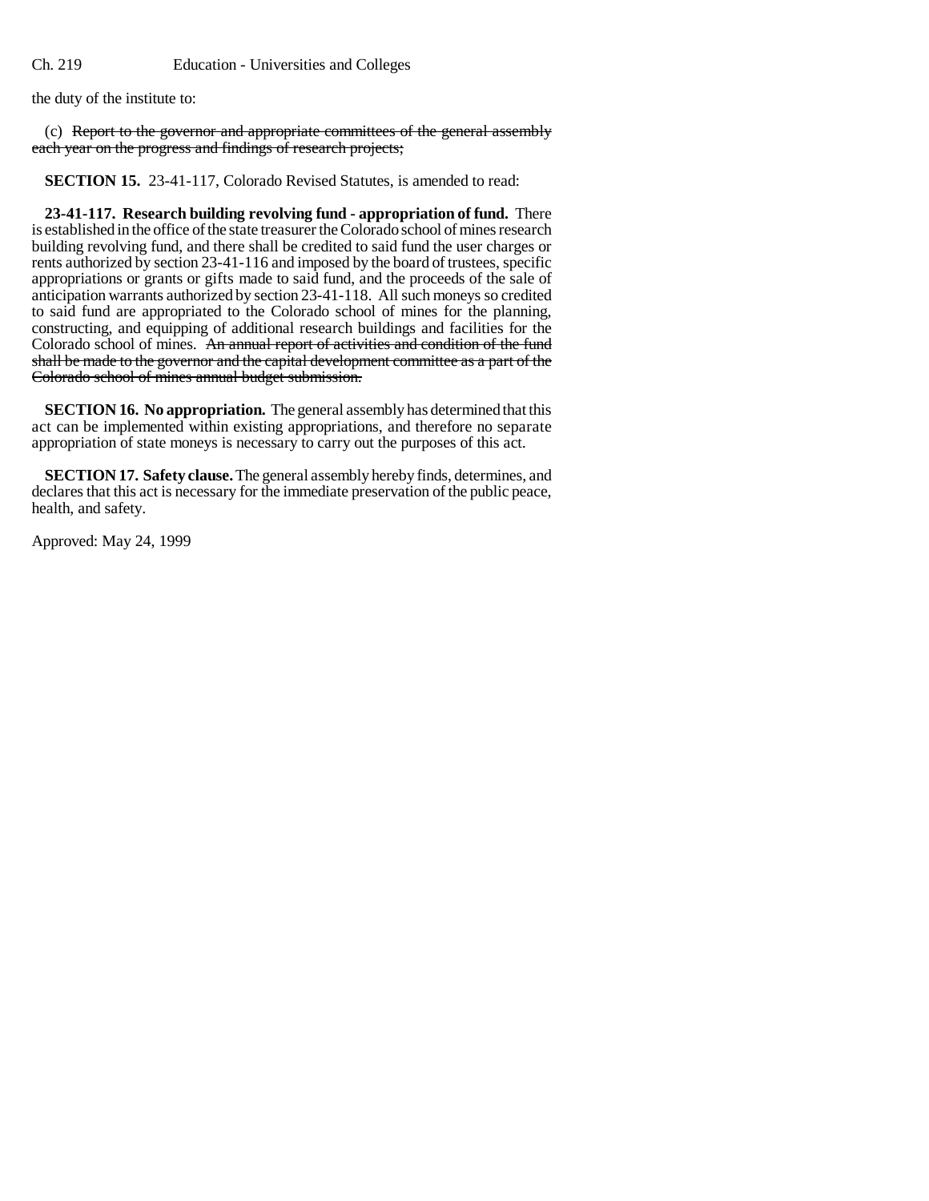the duty of the institute to:

(c) ~~Report to the governor and appropriate committees of the general assembly each year on the progress and findings of research projects;~~

**SECTION 15.** 23-41-117, Colorado Revised Statutes, is amended to read:

**23-41-117. Research building revolving fund - appropriation of fund.** There is established in the office of the state treasurer the Colorado school of mines research building revolving fund, and there shall be credited to said fund the user charges or rents authorized by section 23-41-116 and imposed by the board of trustees, specific appropriations or grants or gifts made to said fund, and the proceeds of the sale of anticipation warrants authorized by section 23-41-118. All such moneys so credited to said fund are appropriated to the Colorado school of mines for the planning, constructing, and equipping of additional research buildings and facilities for the Colorado school of mines. ~~An annual report of activities and condition of the fund shall be made to the governor and the capital development committee as a part of the Colorado school of mines annual budget submission.~~

**SECTION 16. No appropriation.** The general assembly has determined that this act can be implemented within existing appropriations, and therefore no separate appropriation of state moneys is necessary to carry out the purposes of this act.

**SECTION 17. Safety clause.** The general assembly hereby finds, determines, and declares that this act is necessary for the immediate preservation of the public peace, health, and safety.

Approved: May 24, 1999